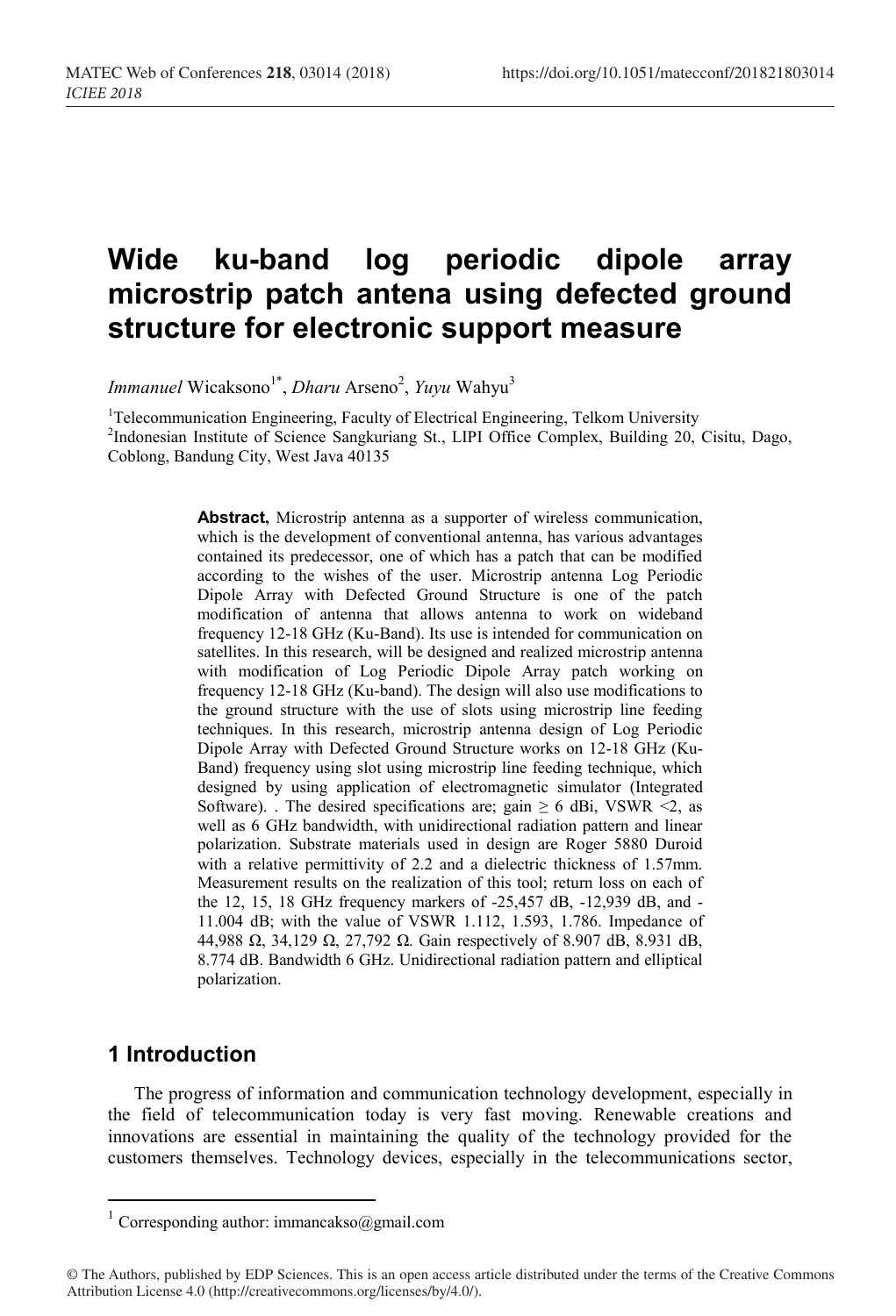# Wide ku-band log periodic dipole array microstrip patch antena using defected ground structure for electronic support measure

*Immanuel* Wicaksono[1*], *Dharu* Arseno[2], *Yuyu* Wahyu[3]

[1]Telecommunication Engineering, Faculty of Electrical Engineering, Telkom University
[2]Indonesian Institute of Science Sangkuriang St., LIPI Office Complex, Building 20, Cisitu, Dago, Coblong, Bandung City, West Java 40135

**Abstract,** Microstrip antenna as a supporter of wireless communication, which is the development of conventional antenna, has various advantages contained its predecessor, one of which has a patch that can be modified according to the wishes of the user. Microstrip antenna Log Periodic Dipole Array with Defected Ground Structure is one of the patch modification of antenna that allows antenna to work on wideband frequency 12-18 GHz (Ku-Band). Its use is intended for communication on satellites. In this research, will be designed and realized microstrip antenna with modification of Log Periodic Dipole Array patch working on frequency 12-18 GHz (Ku-band). The design will also use modifications to the ground structure with the use of slots using microstrip line feeding techniques. In this research, microstrip antenna design of Log Periodic Dipole Array with Defected Ground Structure works on 12-18 GHz (Ku-Band) frequency using slot using microstrip line feeding technique, which designed by using application of electromagnetic simulator (Integrated Software). . The desired specifications are; gain $\geq$ 6 dBi, VSWR <2, as well as 6 GHz bandwidth, with unidirectional radiation pattern and linear polarization. Substrate materials used in design are Roger 5880 Duroid with a relative permittivity of 2.2 and a dielectric thickness of 1.57mm. Measurement results on the realization of this tool; return loss on each of the 12, 15, 18 GHz frequency markers of -25,457 dB, -12,939 dB, and -11.004 dB; with the value of VSWR 1.112, 1.593, 1.786. Impedance of 44,988 Ω, 34,129 Ω, 27,792 Ω. Gain respectively of 8.907 dB, 8.931 dB, 8.774 dB. Bandwidth 6 GHz. Unidirectional radiation pattern and elliptical polarization.

## 1 Introduction

The progress of information and communication technology development, especially in the field of telecommunication today is very fast moving. Renewable creations and innovations are essential in maintaining the quality of the technology provided for the customers themselves. Technology devices, especially in the telecommunications sector,

[1] Corresponding author: immancakso@gmail.com

© The Authors, published by EDP Sciences. This is an open access article distributed under the terms of the Creative Commons Attribution License 4.0 (http://creativecommons.org/licenses/by/4.0/).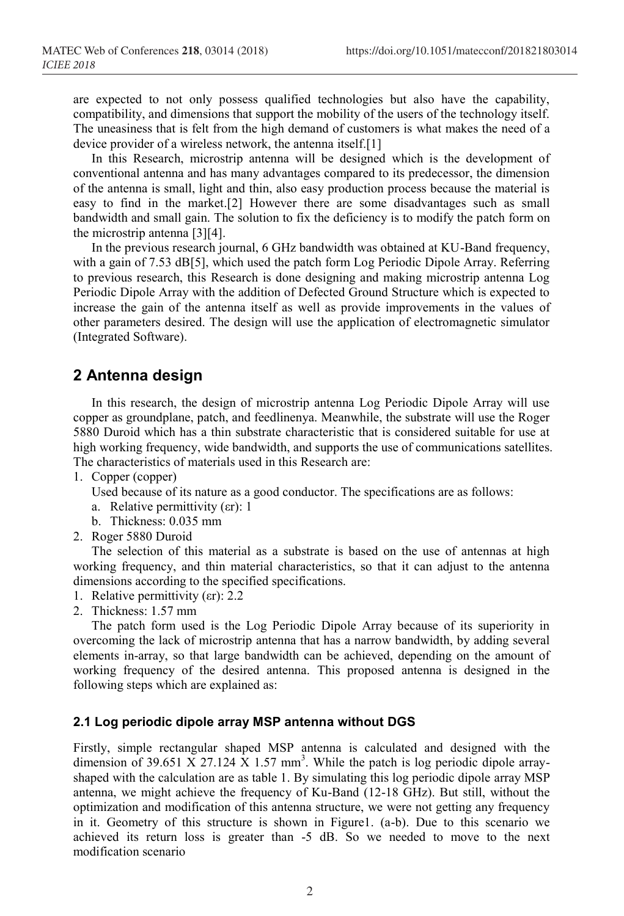are expected to not only possess qualified technologies but also have the capability, compatibility, and dimensions that support the mobility of the users of the technology itself. The uneasiness that is felt from the high demand of customers is what makes the need of a device provider of a wireless network, the antenna itself.[1]

In this Research, microstrip antenna will be designed which is the development of conventional antenna and has many advantages compared to its predecessor, the dimension of the antenna is small, light and thin, also easy production process because the material is easy to find in the market.[2] However there are some disadvantages such as small bandwidth and small gain. The solution to fix the deficiency is to modify the patch form on the microstrip antenna [3][4].

In the previous research journal, 6 GHz bandwidth was obtained at KU-Band frequency, with a gain of 7.53 dB[5], which used the patch form Log Periodic Dipole Array. Referring to previous research, this Research is done designing and making microstrip antenna Log Periodic Dipole Array with the addition of Defected Ground Structure which is expected to increase the gain of the antenna itself as well as provide improvements in the values of other parameters desired. The design will use the application of electromagnetic simulator (Integrated Software).

## 2 Antenna design

In this research, the design of microstrip antenna Log Periodic Dipole Array will use copper as groundplane, patch, and feedlinenya. Meanwhile, the substrate will use the Roger 5880 Duroid which has a thin substrate characteristic that is considered suitable for use at high working frequency, wide bandwidth, and supports the use of communications satellites. The characteristics of materials used in this Research are:

1. Copper (copper)

   Used because of its nature as a good conductor. The specifications are as follows:

   a. Relative permittivity ($\varepsilon r$): 1

   b. Thickness: 0.035 mm

2. Roger 5880 Duroid

   The selection of this material as a substrate is based on the use of antennas at high working frequency, and thin material characteristics, so that it can adjust to the antenna dimensions according to the specified specifications.

1. Relative permittivity ($\varepsilon r$): 2.2
2. Thickness: 1.57 mm

The patch form used is the Log Periodic Dipole Array because of its superiority in overcoming the lack of microstrip antenna that has a narrow bandwidth, by adding several elements in-array, so that large bandwidth can be achieved, depending on the amount of working frequency of the desired antenna. This proposed antenna is designed in the following steps which are explained as:

### 2.1 Log periodic dipole array MSP antenna without DGS

Firstly, simple rectangular shaped MSP antenna is calculated and designed with the dimension of 39.651 X 27.124 X 1.57 mm$^3$. While the patch is log periodic dipole array-shaped with the calculation are as table 1. By simulating this log periodic dipole array MSP antenna, we might achieve the frequency of Ku-Band (12-18 GHz). But still, without the optimization and modification of this antenna structure, we were not getting any frequency in it. Geometry of this structure is shown in Figure1. (a-b). Due to this scenario we achieved its return loss is greater than -5 dB. So we needed to move to the next modification scenario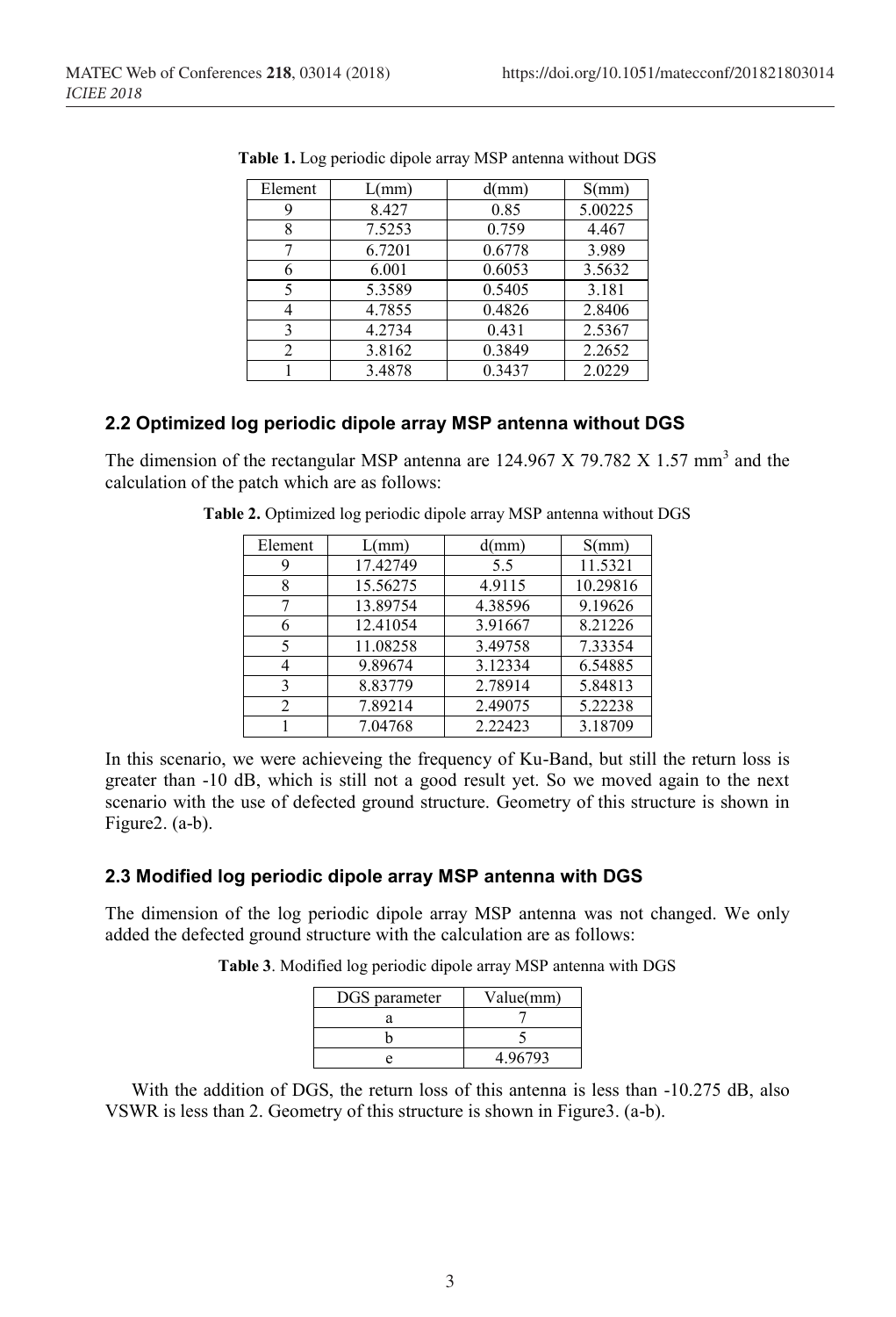**Table 1.** Log periodic dipole array MSP antenna without DGS

| Element | L(mm) | d(mm) | S(mm) |
|---|---|---|---|
| 9 | 8.427 | 0.85 | 5.00225 |
| 8 | 7.5253 | 0.759 | 4.467 |
| 7 | 6.7201 | 0.6778 | 3.989 |
| 6 | 6.001 | 0.6053 | 3.5632 |
| 5 | 5.3589 | 0.5405 | 3.181 |
| 4 | 4.7855 | 0.4826 | 2.8406 |
| 3 | 4.2734 | 0.431 | 2.5367 |
| 2 | 3.8162 | 0.3849 | 2.2652 |
| 1 | 3.4878 | 0.3437 | 2.0229 |

### 2.2 Optimized log periodic dipole array MSP antenna without DGS

The dimension of the rectangular MSP antenna are 124.967 X 79.782 X 1.57 $mm^3$ and the calculation of the patch which are as follows:

**Table 2.** Optimized log periodic dipole array MSP antenna without DGS

| Element | L(mm) | d(mm) | S(mm) |
|---|---|---|---|
| 9 | 17.42749 | 5.5 | 11.5321 |
| 8 | 15.56275 | 4.9115 | 10.29816 |
| 7 | 13.89754 | 4.38596 | 9.19626 |
| 6 | 12.41054 | 3.91667 | 8.21226 |
| 5 | 11.08258 | 3.49758 | 7.33354 |
| 4 | 9.89674 | 3.12334 | 6.54885 |
| 3 | 8.83779 | 2.78914 | 5.84813 |
| 2 | 7.89214 | 2.49075 | 5.22238 |
| 1 | 7.04768 | 2.22423 | 3.18709 |

In this scenario, we were achieveing the frequency of Ku-Band, but still the return loss is greater than -10 dB, which is still not a good result yet. So we moved again to the next scenario with the use of defected ground structure. Geometry of this structure is shown in Figure2. (a-b).

### 2.3 Modified log periodic dipole array MSP antenna with DGS

The dimension of the log periodic dipole array MSP antenna was not changed. We only added the defected ground structure with the calculation are as follows:

**Table 3**. Modified log periodic dipole array MSP antenna with DGS

| DGS parameter | Value(mm) |
|---|---|
| a | 7 |
| b | 5 |
| e | 4.96793 |

With the addition of DGS, the return loss of this antenna is less than -10.275 dB, also VSWR is less than 2. Geometry of this structure is shown in Figure3. (a-b).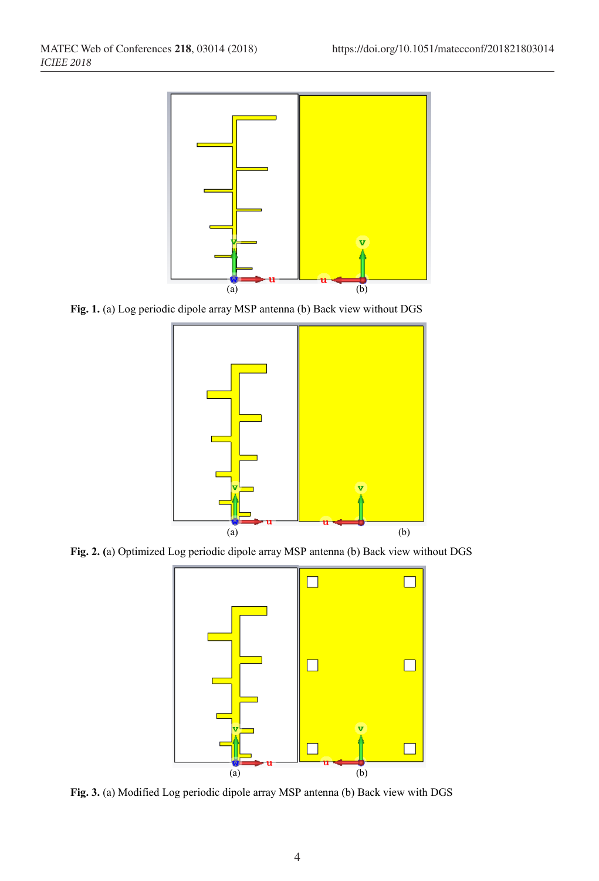**Fig. 1.** (a) Log periodic dipole array MSP antenna (b) Back view without DGS

**Fig. 2. (**a) Optimized Log periodic dipole array MSP antenna (b) Back view without DGS

**Fig. 3.** (a) Modified Log periodic dipole array MSP antenna (b) Back view with DGS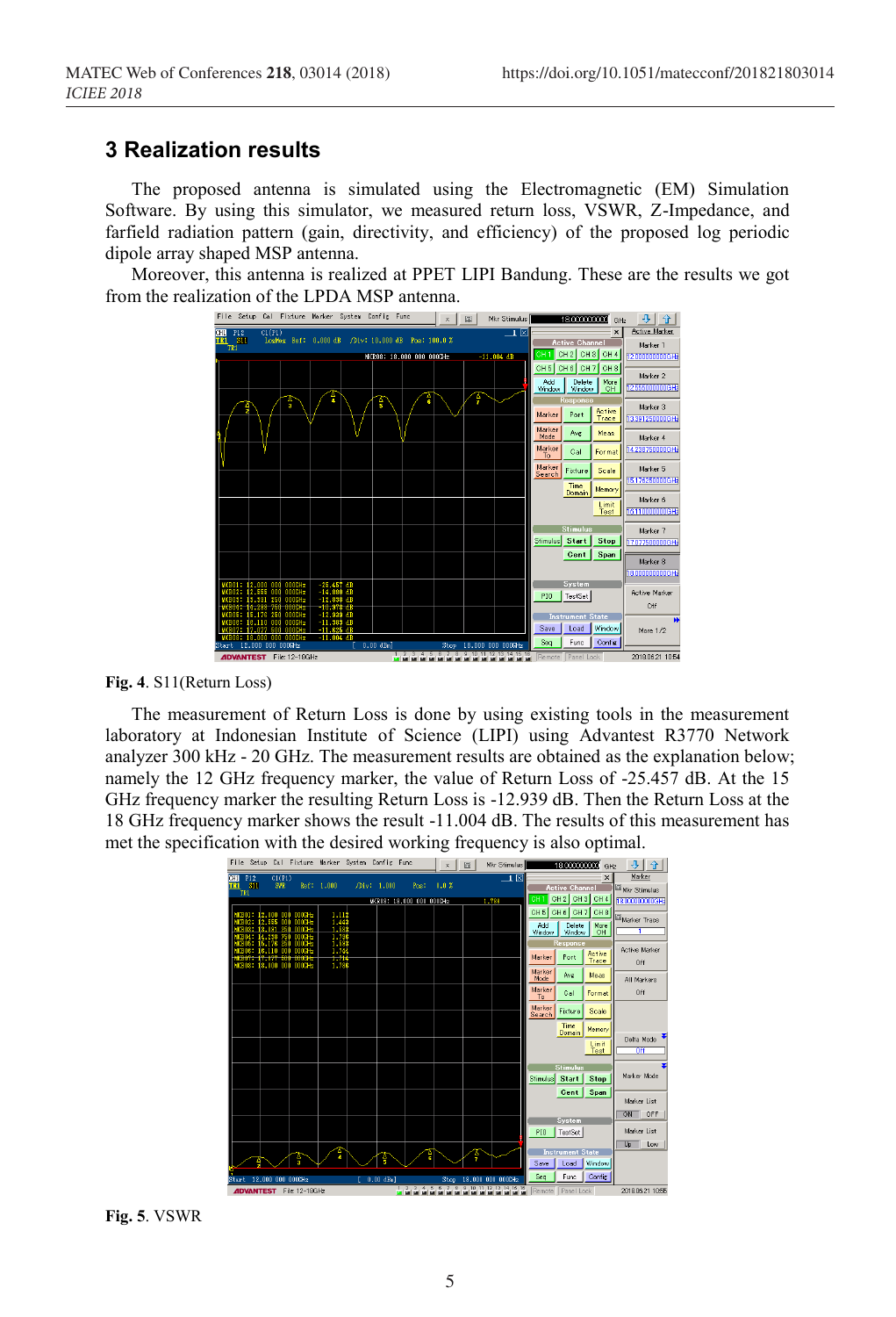## 3 Realization results

The proposed antenna is simulated using the Electromagnetic (EM) Simulation Software. By using this simulator, we measured return loss, VSWR, Z-Impedance, and farfield radiation pattern (gain, directivity, and efficiency) of the proposed log periodic dipole array shaped MSP antenna.

Moreover, this antenna is realized at PPET LIPI Bandung. These are the results we got from the realization of the LPDA MSP antenna.

**Fig. 4**. S11(Return Loss)

The measurement of Return Loss is done by using existing tools in the measurement laboratory at Indonesian Institute of Science (LIPI) using Advantest R3770 Network analyzer 300 kHz - 20 GHz. The measurement results are obtained as the explanation below; namely the 12 GHz frequency marker, the value of Return Loss of -25.457 dB. At the 15 GHz frequency marker the resulting Return Loss is -12.939 dB. Then the Return Loss at the 18 GHz frequency marker shows the result -11.004 dB. The results of this measurement has met the specification with the desired working frequency is also optimal.

**Fig. 5**. VSWR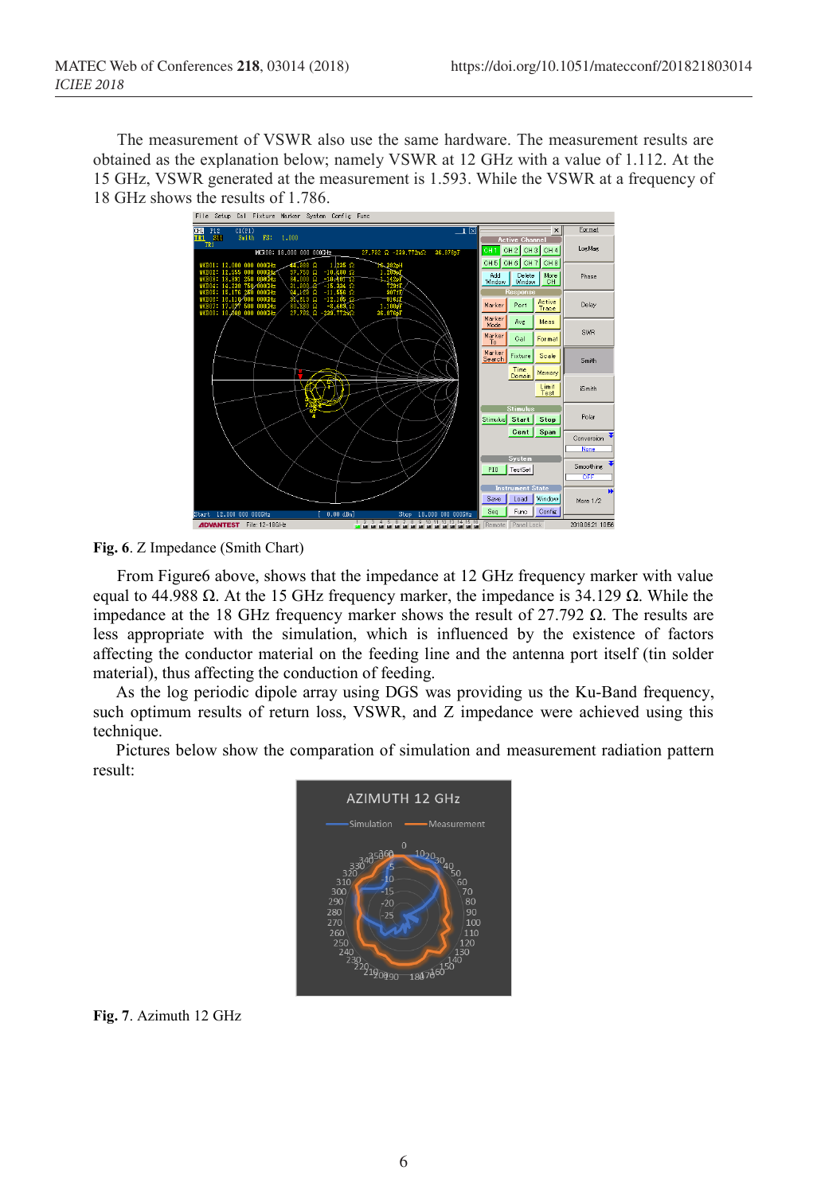The measurement of VSWR also use the same hardware. The measurement results are obtained as the explanation below; namely VSWR at 12 GHz with a value of 1.112. At the 15 GHz, VSWR generated at the measurement is 1.593. While the VSWR at a frequency of 18 GHz shows the results of 1.786.

**Fig. 6**. Z Impedance (Smith Chart)

From Figure6 above, shows that the impedance at 12 GHz frequency marker with value equal to 44.988 Ω. At the 15 GHz frequency marker, the impedance is 34.129 Ω. While the impedance at the 18 GHz frequency marker shows the result of 27.792 Ω. The results are less appropriate with the simulation, which is influenced by the existence of factors affecting the conductor material on the feeding line and the antenna port itself (tin solder material), thus affecting the conduction of feeding.

As the log periodic dipole array using DGS was providing us the Ku-Band frequency, such optimum results of return loss, VSWR, and Z impedance were achieved using this technique.

Pictures below show the comparation of simulation and measurement radiation pattern result:

**Fig. 7**. Azimuth 12 GHz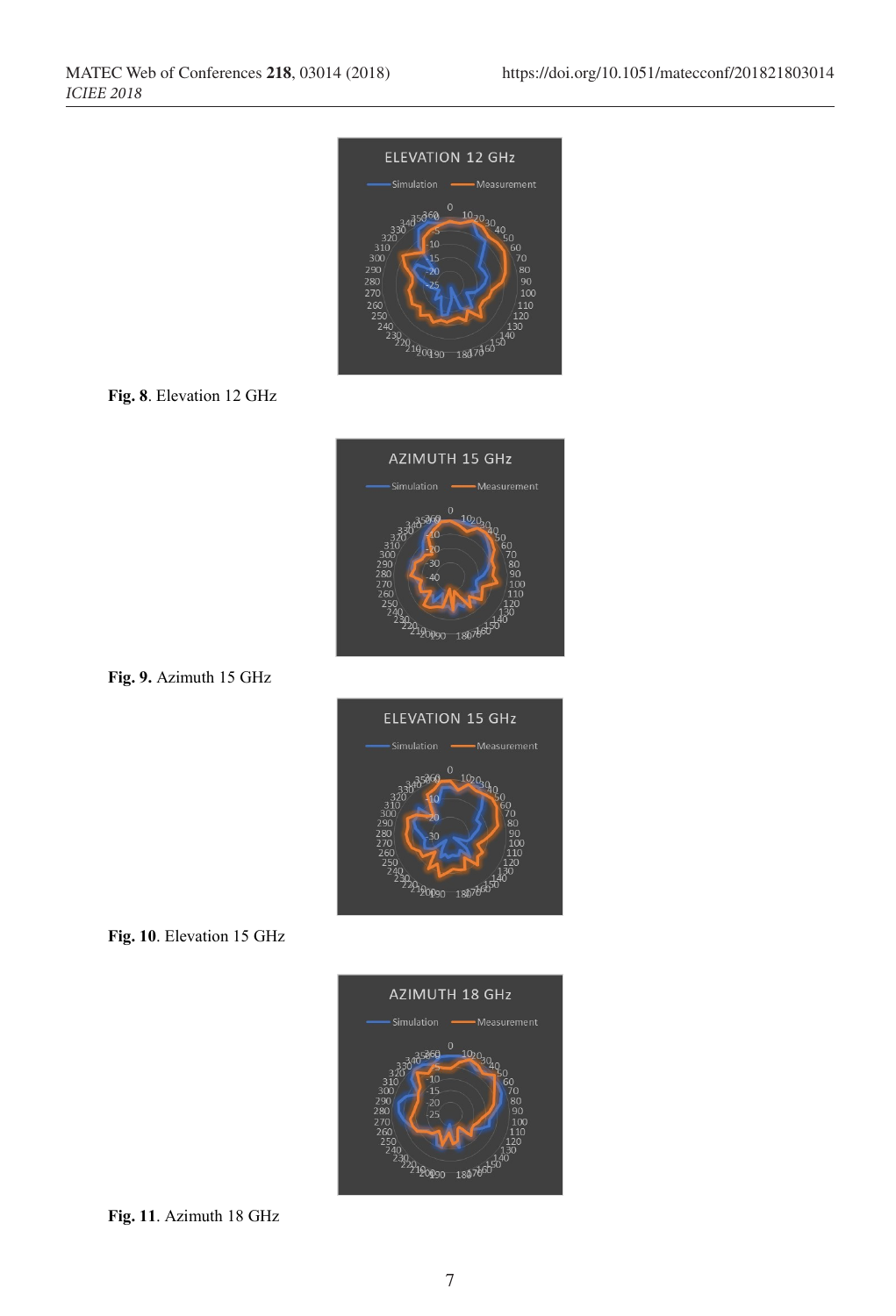**Fig. 8**. Elevation 12 GHz

**Fig. 9.** Azimuth 15 GHz

**Fig. 10**. Elevation 15 GHz

**Fig. 11**. Azimuth 18 GHz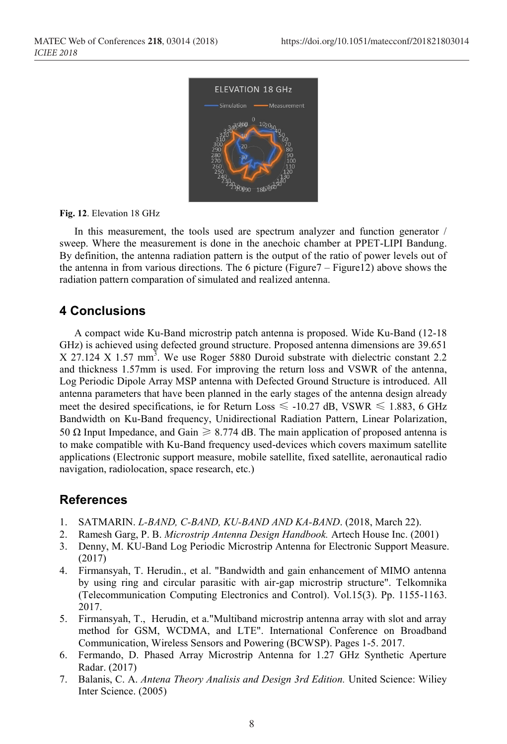**Fig. 12**. Elevation 18 GHz

In this measurement, the tools used are spectrum analyzer and function generator / sweep. Where the measurement is done in the anechoic chamber at PPET-LIPI Bandung. By definition, the antenna radiation pattern is the output of the ratio of power levels out of the antenna in from various directions. The 6 picture (Figure7 – Figure12) above shows the radiation pattern comparation of simulated and realized antenna.

## 4 Conclusions

A compact wide Ku-Band microstrip patch antenna is proposed. Wide Ku-Band (12-18 GHz) is achieved using defected ground structure. Proposed antenna dimensions are 39.651 X 27.124 X 1.57 $mm^3$. We use Roger 5880 Duroid substrate with dielectric constant 2.2 and thickness 1.57mm is used. For improving the return loss and VSWR of the antenna, Log Periodic Dipole Array MSP antenna with Defected Ground Structure is introduced. All antenna parameters that have been planned in the early stages of the antenna design already meet the desired specifications, ie for Return Loss $\leqslant$ -10.27 dB, VSWR $\leqslant$ 1.883, 6 GHz Bandwidth on Ku-Band frequency, Unidirectional Radiation Pattern, Linear Polarization, 50 Ω Input Impedance, and Gain $\geqslant$ 8.774 dB. The main application of proposed antenna is to make compatible with Ku-Band frequency used-devices which covers maximum satellite applications (Electronic support measure, mobile satellite, fixed satellite, aeronautical radio navigation, radiolocation, space research, etc.)

## References

1. SATMARIN. *L-BAND, C-BAND, KU-BAND AND KA-BAND*. (2018, March 22).
2. Ramesh Garg, P. B. *Microstrip Antenna Design Handbook.* Artech House Inc. (2001)
3. Denny, M. KU-Band Log Periodic Microstrip Antenna for Electronic Support Measure. (2017)
4. Firmansyah, T. Herudin., et al. "Bandwidth and gain enhancement of MIMO antenna by using ring and circular parasitic with air-gap microstrip structure". Telkomnika (Telecommunication Computing Electronics and Control). Vol.15(3). Pp. 1155-1163. 2017.
5. Firmansyah, T., Herudin, et a."Multiband microstrip antenna array with slot and array method for GSM, WCDMA, and LTE". International Conference on Broadband Communication, Wireless Sensors and Powering (BCWSP). Pages 1-5. 2017.
6. Fermando, D. Phased Array Microstrip Antenna for 1.27 GHz Synthetic Aperture Radar. (2017)
7. Balanis, C. A. *Antena Theory Analisis and Design 3rd Edition.* United Science: Wiliey Inter Science. (2005)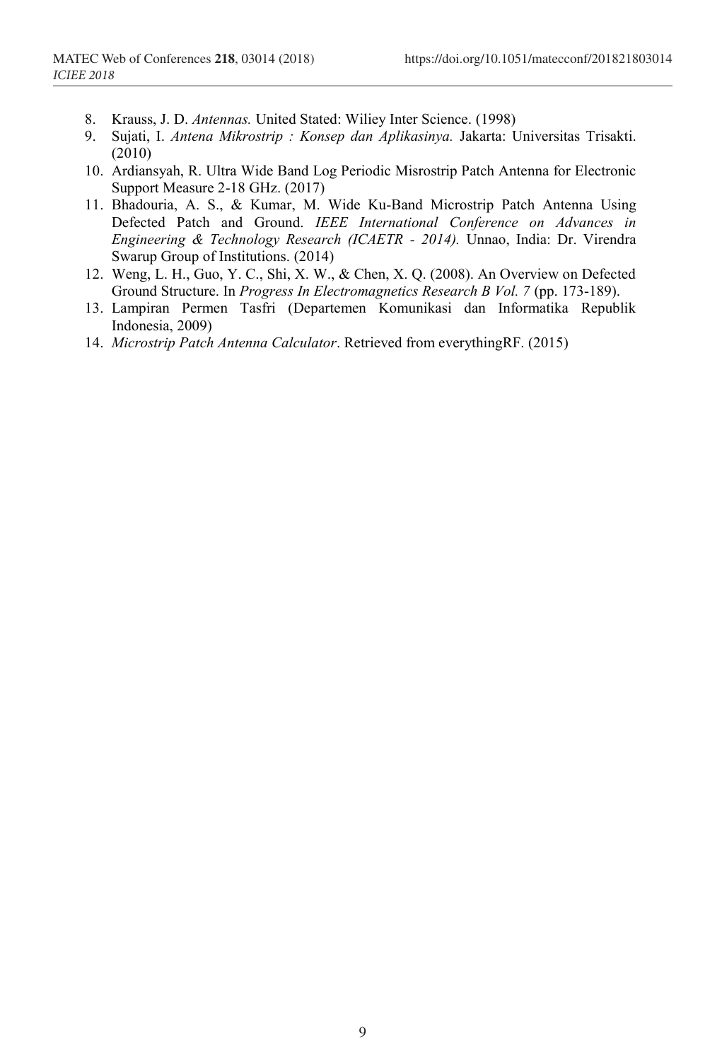8. Krauss, J. D. *Antennas.* United Stated: Wiliey Inter Science. (1998)
9. Sujati, I. *Antena Mikrostrip : Konsep dan Aplikasinya.* Jakarta: Universitas Trisakti. (2010)
10. Ardiansyah, R. Ultra Wide Band Log Periodic Misrostrip Patch Antenna for Electronic Support Measure 2-18 GHz. (2017)
11. Bhadouria, A. S., & Kumar, M. Wide Ku-Band Microstrip Patch Antenna Using Defected Patch and Ground. *IEEE International Conference on Advances in Engineering & Technology Research (ICAETR - 2014).* Unnao, India: Dr. Virendra Swarup Group of Institutions. (2014)
12. Weng, L. H., Guo, Y. C., Shi, X. W., & Chen, X. Q. (2008). An Overview on Defected Ground Structure. In *Progress In Electromagnetics Research B Vol. 7* (pp. 173-189).
13. Lampiran Permen Tasfri (Departemen Komunikasi dan Informatika Republik Indonesia, 2009)
14. *Microstrip Patch Antenna Calculator*. Retrieved from everythingRF. (2015)